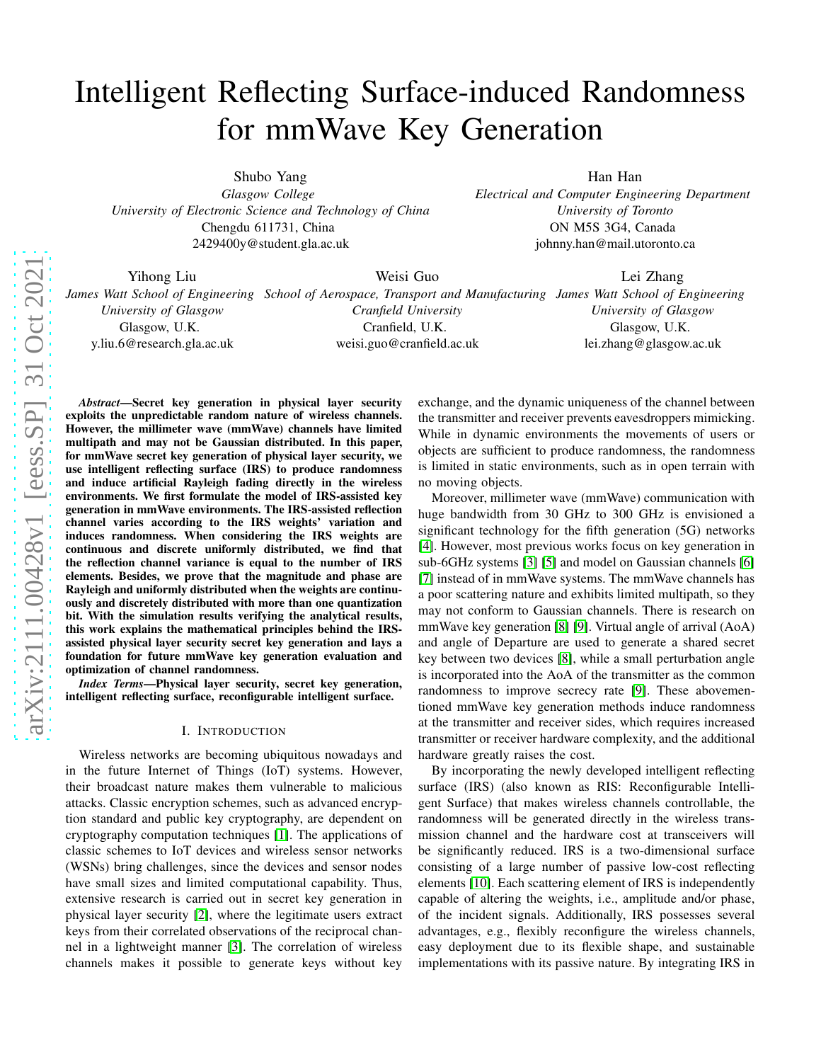# Intelligent Reflecting Surface-induced Randomness for mmWave Key Generation

Shubo Yang
*Glasgow College*
*University of Electronic Science and Technology of China*
Chengdu 611731, China
2429400y@student.gla.ac.uk

Han Han
*Electrical and Computer Engineering Department*
*University of Toronto*
ON M5S 3G4, Canada
johnny.han@mail.utoronto.ca

Yihong Liu
*James Watt School of Engineering*
*University of Glasgow*
Glasgow, U.K.
y.liu.6@research.gla.ac.uk

Weisi Guo
*School of Aerospace, Transport and Manufacturing*
*Cranfield University*
Cranfield, U.K.
weisi.guo@cranfield.ac.uk

Lei Zhang
*James Watt School of Engineering*
*University of Glasgow*
Glasgow, U.K.
lei.zhang@glasgow.ac.uk

***Abstract*—Secret key generation in physical layer security exploits the unpredictable random nature of wireless channels. However, the millimeter wave (mmWave) channels have limited multipath and may not be Gaussian distributed. In this paper, for mmWave secret key generation of physical layer security, we use intelligent reflecting surface (IRS) to produce randomness and induce artificial Rayleigh fading directly in the wireless environments. We first formulate the model of IRS-assisted key generation in mmWave environments. The IRS-assisted reflection channel varies according to the IRS weights' variation and induces randomness. When considering the IRS weights are continuous and discrete uniformly distributed, we find that the reflection channel variance is equal to the number of IRS elements. Besides, we prove that the magnitude and phase are Rayleigh and uniformly distributed when the weights are continuously and discretely distributed with more than one quantization bit. With the simulation results verifying the analytical results, this work explains the mathematical principles behind the IRS-assisted physical layer security secret key generation and lays a foundation for future mmWave key generation evaluation and optimization of channel randomness.**

***Index Terms*—Physical layer security, secret key generation, intelligent reflecting surface, reconfigurable intelligent surface.**

## I. Introduction

Wireless networks are becoming ubiquitous nowadays and in the future Internet of Things (IoT) systems. However, their broadcast nature makes them vulnerable to malicious attacks. Classic encryption schemes, such as advanced encryption standard and public key cryptography, are dependent on cryptography computation techniques [1]. The applications of classic schemes to IoT devices and wireless sensor networks (WSNs) bring challenges, since the devices and sensor nodes have small sizes and limited computational capability. Thus, extensive research is carried out in secret key generation in physical layer security [2], where the legitimate users extract keys from their correlated observations of the reciprocal channel in a lightweight manner [3]. The correlation of wireless channels makes it possible to generate keys without key exchange, and the dynamic uniqueness of the channel between the transmitter and receiver prevents eavesdroppers mimicking. While in dynamic environments the movements of users or objects are sufficient to produce randomness, the randomness is limited in static environments, such as in open terrain with no moving objects.

Moreover, millimeter wave (mmWave) communication with huge bandwidth from 30 GHz to 300 GHz is envisioned a significant technology for the fifth generation (5G) networks [4]. However, most previous works focus on key generation in sub-6GHz systems [3] [5] and model on Gaussian channels [6] [7] instead of in mmWave systems. The mmWave channels has a poor scattering nature and exhibits limited multipath, so they may not conform to Gaussian channels. There is research on mmWave key generation [8] [9]. Virtual angle of arrival (AoA) and angle of Departure are used to generate a shared secret key between two devices [8], while a small perturbation angle is incorporated into the AoA of the transmitter as the common randomness to improve secrecy rate [9]. These abovementioned mmWave key generation methods induce randomness at the transmitter and receiver sides, which requires increased transmitter or receiver hardware complexity, and the additional hardware greatly raises the cost.

By incorporating the newly developed intelligent reflecting surface (IRS) (also known as RIS: Reconfigurable Intelligent Surface) that makes wireless channels controllable, the randomness will be generated directly in the wireless transmission channel and the hardware cost at transceivers will be significantly reduced. IRS is a two-dimensional surface consisting of a large number of passive low-cost reflecting elements [10]. Each scattering element of IRS is independently capable of altering the weights, i.e., amplitude and/or phase, of the incident signals. Additionally, IRS possesses several advantages, e.g., flexibly reconfigure the wireless channels, easy deployment due to its flexible shape, and sustainable implementations with its passive nature. By integrating IRS in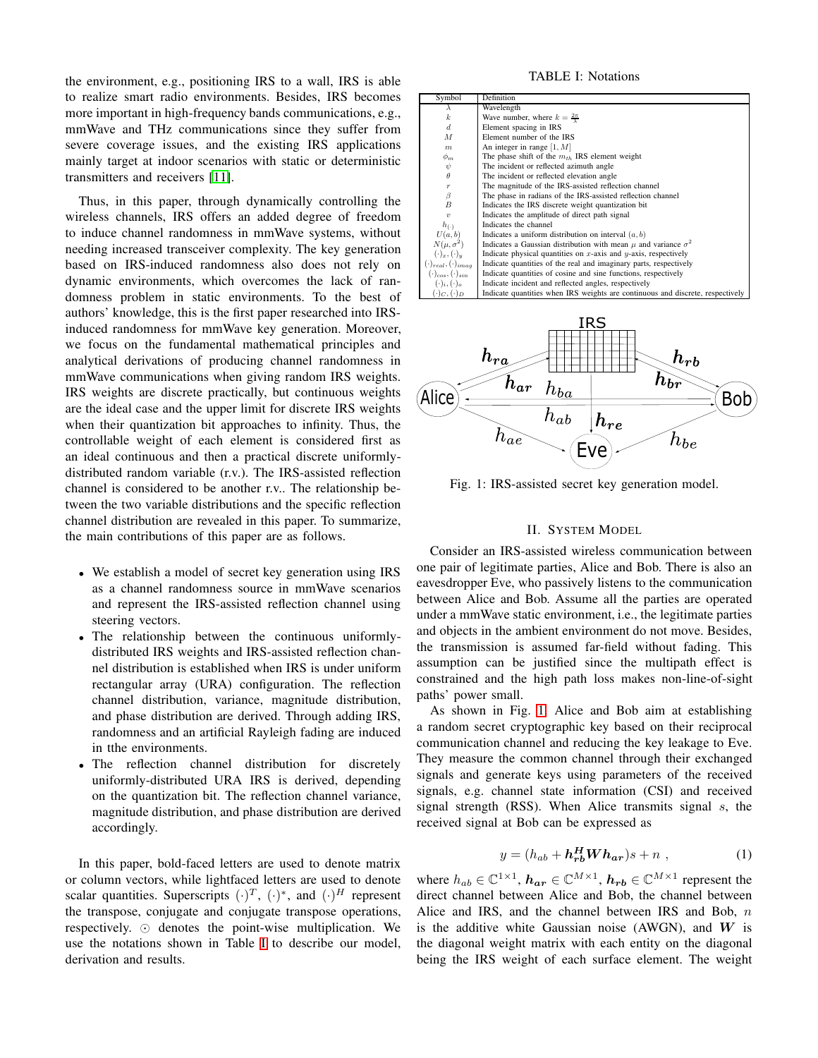the environment, e.g., positioning IRS to a wall, IRS is able to realize smart radio environments. Besides, IRS becomes more important in high-frequency bands communications, e.g., mmWave and THz communications since they suffer from severe coverage issues, and the existing IRS applications mainly target at indoor scenarios with static or deterministic transmitters and receivers [11].

Thus, in this paper, through dynamically controlling the wireless channels, IRS offers an added degree of freedom to induce channel randomness in mmWave systems, without needing increased transceiver complexity. The key generation based on IRS-induced randomness also does not rely on dynamic environments, which overcomes the lack of randomness problem in static environments. To the best of authors' knowledge, this is the first paper researched into IRS-induced randomness for mmWave key generation. Moreover, we focus on the fundamental mathematical principles and analytical derivations of producing channel randomness in mmWave communications when giving random IRS weights. IRS weights are discrete practically, but continuous weights are the ideal case and the upper limit for discrete IRS weights when their quantization bit approaches to infinity. Thus, the controllable weight of each element is considered first as an ideal continuous and then a practical discrete uniformly-distributed random variable (r.v.). The IRS-assisted reflection channel is considered to be another r.v.. The relationship between the two variable distributions and the specific reflection channel distribution are revealed in this paper. To summarize, the main contributions of this paper are as follows.

- We establish a model of secret key generation using IRS as a channel randomness source in mmWave scenarios and represent the IRS-assisted reflection channel using steering vectors.
- The relationship between the continuous uniformly-distributed IRS weights and IRS-assisted reflection channel distribution is established when IRS is under uniform rectangular array (URA) configuration. The reflection channel distribution, variance, magnitude distribution, and phase distribution are derived. Through adding IRS, randomness and an artificial Rayleigh fading are induced in tthe environments.
- The reflection channel distribution for discretely uniformly-distributed URA IRS is derived, depending on the quantization bit. The reflection channel variance, magnitude distribution, and phase distribution are derived accordingly.

In this paper, bold-faced letters are used to denote matrix or column vectors, while lightfaced letters are used to denote scalar quantities. Superscripts $(\cdot)^T$, $(\cdot)^*$, and $(\cdot)^H$ represent the transpose, conjugate and conjugate transpose operations, respectively. $\odot$ denotes the point-wise multiplication. We use the notations shown in Table I to describe our model, derivation and results.

TABLE I: Notations

| Symbol | Definition |
|---|---|
| $\lambda$ | Wavelength |
| $k$ | Wave number, where $k = \frac{2\pi}{\lambda}$ |
| $d$ | Element spacing in IRS |
| $M$ | Element number of the IRS |
| $m$ | An integer in range $[1, M]$ |
| $\phi_m$ | The phase shift of the $m_{th}$ IRS element weight |
| $\psi$ | The incident or reflected azimuth angle |
| $\theta$ | The incident or reflected elevation angle |
| $r$ | The magnitude of the IRS-assisted reflection channel |
| $\beta$ | The phase in radians of the IRS-assisted reflection channel |
| $B$ | Indicates the IRS discrete weight quantization bit |
| $v$ | Indicates the amplitude of direct path signal |
| $h_{(\cdot)}$ | Indicates the channel |
| $U(a,b)$ | Indicates a uniform distribution on interval $(a,b)$ |
| $N(\mu, \sigma^2)$ | Indicates a Gaussian distribution with mean $\mu$ and variance $\sigma^2$ |
| $(\cdot)_x, (\cdot)_y$ | Indicate physical quantities on $x$-axis and $y$-axis, respectively |
| $(\cdot)_{real}, (\cdot)_{imag}$ | Indicate quantities of the real and imaginary parts, respectively |
| $(\cdot)_{cos}, (\cdot)_{sin}$ | Indicate quantities of cosine and sine functions, respectively |
| $(\cdot)_i, (\cdot)_o$ | Indicate incident and reflected angles, respectively |
| $(\cdot)_C, (\cdot)_D$ | Indicate quantities when IRS weights are continuous and discrete, respectively |

Fig. 1: IRS-assisted secret key generation model.

## II. System Model

Consider an IRS-assisted wireless communication between one pair of legitimate parties, Alice and Bob. There is also an eavesdropper Eve, who passively listens to the communication between Alice and Bob. Assume all the parties are operated under a mmWave static environment, i.e., the legitimate parties and objects in the ambient environment do not move. Besides, the transmission is assumed far-field without fading. This assumption can be justified since the multipath effect is constrained and the high path loss makes non-line-of-sight paths' power small.

As shown in Fig. 1, Alice and Bob aim at establishing a random secret cryptographic key based on their reciprocal communication channel and reducing the key leakage to Eve. They measure the common channel through their exchanged signals and generate keys using parameters of the received signals, e.g. channel state information (CSI) and received signal strength (RSS). When Alice transmits signal $s$, the received signal at Bob can be expressed as

$$y = (h_{ab} + \boldsymbol{h_{rb}^H} \boldsymbol{W} \boldsymbol{h_{ar}})s + n \ , \tag{1}$$

where $h_{ab} \in \mathbb{C}^{1\times 1}$, $\boldsymbol{h_{ar}} \in \mathbb{C}^{M\times 1}$, $\boldsymbol{h_{rb}} \in \mathbb{C}^{M\times 1}$ represent the direct channel between Alice and Bob, the channel between Alice and IRS, and the channel between IRS and Bob, $n$ is the additive white Gaussian noise (AWGN), and $\boldsymbol{W}$ is the diagonal weight matrix with each entity on the diagonal being the IRS weight of each surface element. The weight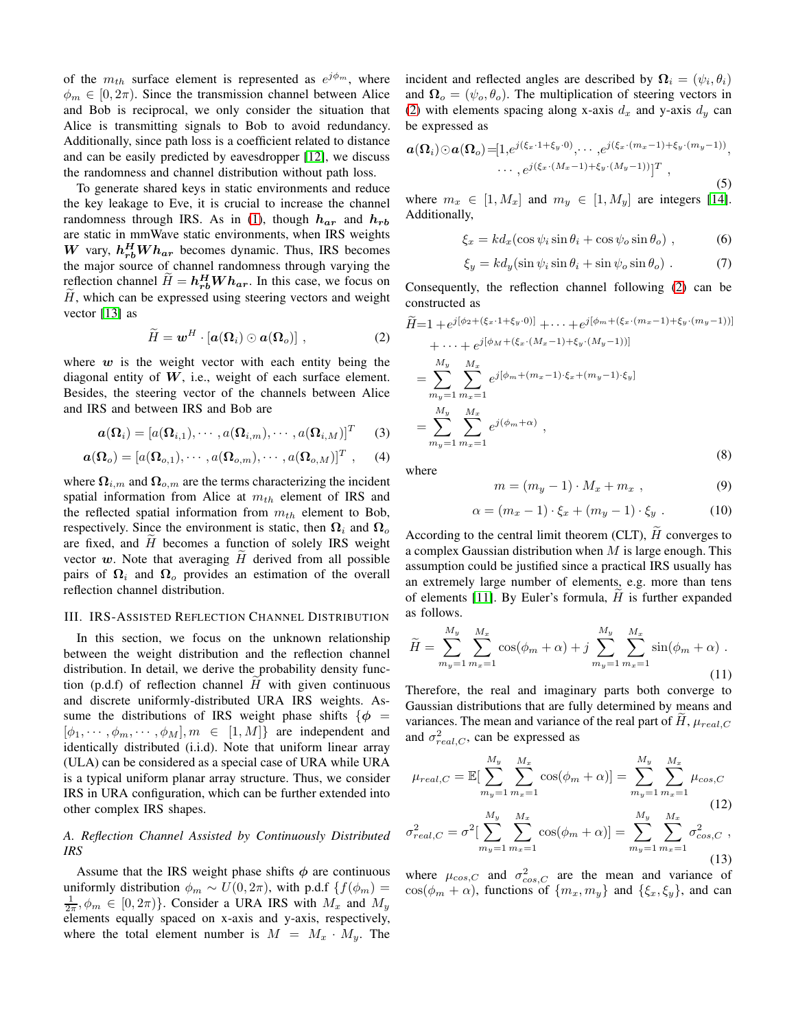of the $m_{th}$ surface element is represented as $e^{j\phi_m}$, where $\phi_m \in [0, 2\pi)$. Since the transmission channel between Alice and Bob is reciprocal, we only consider the situation that Alice is transmitting signals to Bob to avoid redundancy. Additionally, since path loss is a coefficient related to distance and can be easily predicted by eavesdropper [12], we discuss the randomness and channel distribution without path loss.

To generate shared keys in static environments and reduce the key leakage to Eve, it is crucial to increase the channel randomness through IRS. As in (1), though $\boldsymbol{h_{ar}}$ and $\boldsymbol{h_{rb}}$ are static in mmWave static environments, when IRS weights $\boldsymbol{W}$ vary, $\boldsymbol{h_{rb}^H W h_{ar}}$ becomes dynamic. Thus, IRS becomes the major source of channel randomness through varying the reflection channel $\widetilde{H} = \boldsymbol{h_{rb}^H W h_{ar}}$. In this case, we focus on $\widetilde{H}$, which can be expressed using steering vectors and weight vector [13] as

$$\widetilde{H} = \boldsymbol{w}^H \cdot [\boldsymbol{a}(\boldsymbol{\Omega}_i) \odot \boldsymbol{a}(\boldsymbol{\Omega}_o)] \ , \tag{2}$$

where $\boldsymbol{w}$ is the weight vector with each entity being the diagonal entity of $\boldsymbol{W}$, i.e., weight of each surface element. Besides, the steering vector of the channels between Alice and IRS and between IRS and Bob are

$$\boldsymbol{a}(\boldsymbol{\Omega}_i) = [a(\boldsymbol{\Omega}_{i,1}), \cdots, a(\boldsymbol{\Omega}_{i,m}), \cdots, a(\boldsymbol{\Omega}_{i,M})]^T \tag{3}$$

$$\boldsymbol{a}(\boldsymbol{\Omega}_o) = [a(\boldsymbol{\Omega}_{o,1}), \cdots, a(\boldsymbol{\Omega}_{o,m}), \cdots, a(\boldsymbol{\Omega}_{o,M})]^T \ , \tag{4}$$

where $\boldsymbol{\Omega}_{i,m}$ and $\boldsymbol{\Omega}_{o,m}$ are the terms characterizing the incident spatial information from Alice at $m_{th}$ element of IRS and the reflected spatial information from $m_{th}$ element to Bob, respectively. Since the environment is static, then $\boldsymbol{\Omega}_i$ and $\boldsymbol{\Omega}_o$ are fixed, and $\widetilde{H}$ becomes a function of solely IRS weight vector $\boldsymbol{w}$. Note that averaging $\widetilde{H}$ derived from all possible pairs of $\boldsymbol{\Omega}_i$ and $\boldsymbol{\Omega}_o$ provides an estimation of the overall reflection channel distribution.

## III. IRS-Assisted Reflection Channel Distribution

In this section, we focus on the unknown relationship between the weight distribution and the reflection channel distribution. In detail, we derive the probability density function (p.d.f) of reflection channel $\widetilde{H}$ with given continuous and discrete uniformly-distributed URA IRS weights. Assume the distributions of IRS weight phase shifts $\{\boldsymbol{\phi} = [\phi_1, \cdots, \phi_m, \cdots, \phi_M], m \in [1, M]\}$ are independent and identically distributed (i.i.d). Note that uniform linear array (ULA) can be considered as a special case of URA while URA is a typical uniform planar array structure. Thus, we consider IRS in URA configuration, which can be further extended into other complex IRS shapes.

### *A. Reflection Channel Assisted by Continuously Distributed IRS*

Assume that the IRS weight phase shifts $\boldsymbol{\phi}$ are continuous uniformly distribution $\phi_m \sim U(0, 2\pi)$, with p.d.f $\{f(\phi_m) = \frac{1}{2\pi}, \phi_m \in [0, 2\pi)\}$. Consider a URA IRS with $M_x$ and $M_y$ elements equally spaced on x-axis and y-axis, respectively, where the total element number is $M = M_x \cdot M_y$. The incident and reflected angles are described by $\boldsymbol{\Omega}_i = (\psi_i, \theta_i)$ and $\boldsymbol{\Omega}_o = (\psi_o, \theta_o)$. The multiplication of steering vectors in (2) with elements spacing along x-axis $d_x$ and y-axis $d_y$ can be expressed as

$$\boldsymbol{a}(\boldsymbol{\Omega}_i) \odot \boldsymbol{a}(\boldsymbol{\Omega}_o) = [1, e^{j(\xi_x \cdot 1 + \xi_y \cdot 0)}, \cdots, e^{j(\xi_x \cdot (m_x - 1) + \xi_y \cdot (m_y - 1))}, \cdots, e^{j(\xi_x \cdot (M_x - 1) + \xi_y \cdot (M_y - 1))}]^T \ , \tag{5}$$

where $m_x \in [1, M_x]$ and $m_y \in [1, M_y]$ are integers [14]. Additionally,

$$\xi_x = kd_x(\cos\psi_i \sin\theta_i + \cos\psi_o \sin\theta_o) \ , \tag{6}$$

$$\xi_y = kd_y(\sin\psi_i \sin\theta_i + \sin\psi_o \sin\theta_o) \ . \tag{7}$$

Consequently, the reflection channel following (2) can be constructed as

$$\begin{aligned}
\widetilde{H} &= 1 + e^{j[\phi_2 + (\xi_x \cdot 1 + \xi_y \cdot 0)]} + \cdots + e^{j[\phi_m + (\xi_x \cdot (m_x - 1) + \xi_y \cdot (m_y - 1))]} \\
&\quad + \cdots + e^{j[\phi_M + (\xi_x \cdot (M_x - 1) + \xi_y \cdot (M_y - 1))]} \\
&= \sum_{m_y=1}^{M_y} \sum_{m_x=1}^{M_x} e^{j[\phi_m + (m_x - 1) \cdot \xi_x + (m_y - 1) \cdot \xi_y]} \\
&= \sum_{m_y=1}^{M_y} \sum_{m_x=1}^{M_x} e^{j(\phi_m + \alpha)} \ ,
\end{aligned} \tag{8}$$

where

$$m = (m_y - 1) \cdot M_x + m_x \ , \tag{9}$$

$$\alpha = (m_x - 1) \cdot \xi_x + (m_y - 1) \cdot \xi_y \ . \tag{10}$$

According to the central limit theorem (CLT), $\widetilde{H}$ converges to a complex Gaussian distribution when $M$ is large enough. This assumption could be justified since a practical IRS usually has an extremely large number of elements, e.g. more than tens of elements [11]. By Euler's formula, $\widetilde{H}$ is further expanded as follows.

$$\widetilde{H} = \sum_{m_y=1}^{M_y} \sum_{m_x=1}^{M_x} \cos(\phi_m + \alpha) + j \sum_{m_y=1}^{M_y} \sum_{m_x=1}^{M_x} \sin(\phi_m + \alpha) \ . \tag{11}$$

Therefore, the real and imaginary parts both converge to Gaussian distributions that are fully determined by means and variances. The mean and variance of the real part of $\widetilde{H}$, $\mu_{real,C}$ and $\sigma^2_{real,C}$, can be expressed as

$$\mu_{real,C} = \mathbb{E}[\sum_{m_y=1}^{M_y} \sum_{m_x=1}^{M_x} \cos(\phi_m + \alpha)] = \sum_{m_y=1}^{M_y} \sum_{m_x=1}^{M_x} \mu_{cos,C} \tag{12}$$

$$\sigma^2_{real,C} = \sigma^2[\sum_{m_y=1}^{M_y} \sum_{m_x=1}^{M_x} \cos(\phi_m + \alpha)] = \sum_{m_y=1}^{M_y} \sum_{m_x=1}^{M_x} \sigma^2_{cos,C} \ , \tag{13}$$

where $\mu_{cos,C}$ and $\sigma^2_{cos,C}$ are the mean and variance of $\cos(\phi_m + \alpha)$, functions of $\{m_x, m_y\}$ and $\{\xi_x, \xi_y\}$, and can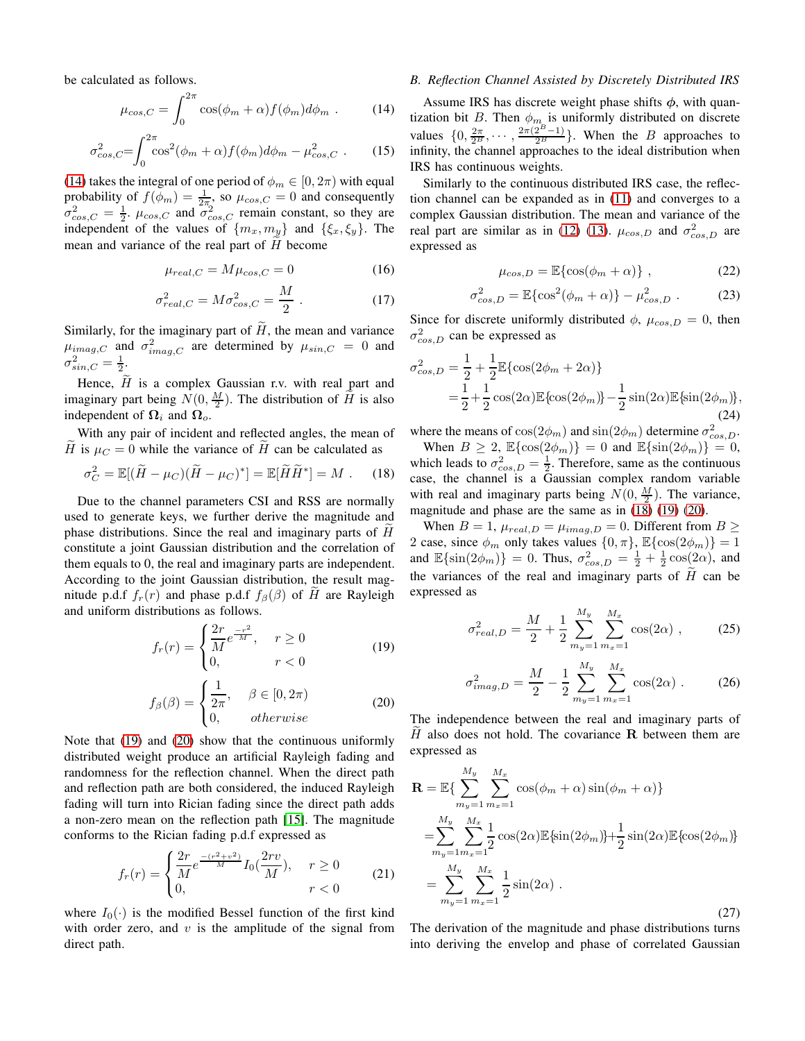be calculated as follows.

$$\mu_{cos,C} = \int_0^{2\pi} \cos(\phi_m + \alpha) f(\phi_m) d\phi_m \ . \tag{14}$$

$$\sigma^2_{cos,C} = \int_0^{2\pi} \cos^2(\phi_m + \alpha) f(\phi_m) d\phi_m - \mu^2_{cos,C} \ . \tag{15}$$

(14) takes the integral of one period of $\phi_m \in [0, 2\pi)$ with equal probability of $f(\phi_m) = \frac{1}{2\pi}$, so $\mu_{cos,C} = 0$ and consequently $\sigma^2_{cos,C} = \frac{1}{2}$. $\mu_{cos,C}$ and $\sigma^2_{cos,C}$ remain constant, so they are independent of the values of $\{m_x, m_y\}$ and $\{\xi_x, \xi_y\}$. The mean and variance of the real part of $\widetilde{H}$ become

$$\mu_{real,C} = M\mu_{cos,C} = 0 \tag{16}$$

$$\sigma^2_{real,C} = M\sigma^2_{cos,C} = \frac{M}{2} \ . \tag{17}$$

Similarly, for the imaginary part of $\widetilde{H}$, the mean and variance $\mu_{imag,C}$ and $\sigma^2_{imag,C}$ are determined by $\mu_{sin,C} = 0$ and $\sigma^2_{sin,C} = \frac{1}{2}$.

Hence, $\widetilde{H}$ is a complex Gaussian r.v. with real part and imaginary part being $N(0, \frac{M}{2})$. The distribution of $\widetilde{H}$ is also independent of $\mathbf{\Omega}_i$ and $\mathbf{\Omega}_o$.

With any pair of incident and reflected angles, the mean of $\widetilde{H}$ is $\mu_C = 0$ while the variance of $\widetilde{H}$ can be calculated as

$$\sigma^2_C = \mathbb{E}[(\widetilde{H} - \mu_C)(\widetilde{H} - \mu_C)^*] = \mathbb{E}[\widetilde{H}\widetilde{H}^*] = M \ . \tag{18}$$

Due to the channel parameters CSI and RSS are normally used to generate keys, we further derive the magnitude and phase distributions. Since the real and imaginary parts of $\widetilde{H}$ constitute a joint Gaussian distribution and the correlation of them equals to 0, the real and imaginary parts are independent. According to the joint Gaussian distribution, the result magnitude p.d.f $f_r(r)$ and phase p.d.f $f_\beta(\beta)$ of $\widetilde{H}$ are Rayleigh and uniform distributions as follows.

$$f_r(r) = \begin{cases} \frac{2r}{M} e^{\frac{-r^2}{M}}, & r \geq 0 \\ 0, & r < 0 \end{cases} \tag{19}$$

$$f_\beta(\beta) = \begin{cases} \frac{1}{2\pi}, & \beta \in [0, 2\pi) \\ 0, & otherwise \end{cases} \tag{20}$$

Note that (19) and (20) show that the continuous uniformly distributed weight produce an artificial Rayleigh fading and randomness for the reflection channel. When the direct path and reflection path are both considered, the induced Rayleigh fading will turn into Rician fading since the direct path adds a non-zero mean on the reflection path [15]. The magnitude conforms to the Rician fading p.d.f expressed as

$$f_r(r) = \begin{cases} \frac{2r}{M} e^{\frac{-(r^2+v^2)}{M}} I_0(\frac{2rv}{M}), & r \geq 0 \\ 0, & r < 0 \end{cases} \tag{21}$$

where $I_0(\cdot)$ is the modified Bessel function of the first kind with order zero, and $v$ is the amplitude of the signal from direct path.

### B. Reflection Channel Assisted by Discretely Distributed IRS

Assume IRS has discrete weight phase shifts $\boldsymbol{\phi}$, with quantization bit $B$. Then $\phi_m$ is uniformly distributed on discrete values $\{0, \frac{2\pi}{2^B}, \cdots, \frac{2\pi(2^B-1)}{2^B}\}$. When the $B$ approaches to infinity, the channel approaches to the ideal distribution when IRS has continuous weights.

Similarly to the continuous distributed IRS case, the reflection channel can be expanded as in (11) and converges to a complex Gaussian distribution. The mean and variance of the real part are similar as in (12) (13). $\mu_{cos,D}$ and $\sigma^2_{cos,D}$ are expressed as

$$\mu_{cos,D} = \mathbb{E}\{\cos(\phi_m + \alpha)\} \ , \tag{22}$$

$$\sigma^2_{cos,D} = \mathbb{E}\{\cos^2(\phi_m + \alpha)\} - \mu^2_{cos,D} \ . \tag{23}$$

Since for discrete uniformly distributed $\phi$, $\mu_{cos,D} = 0$, then $\sigma^2_{cos,D}$ can be expressed as

$$\begin{aligned}\sigma^2_{cos,D} &= \frac{1}{2} + \frac{1}{2}\mathbb{E}\{\cos(2\phi_m + 2\alpha)\} \\ &= \frac{1}{2} + \frac{1}{2}\cos(2\alpha)\mathbb{E}\{\cos(2\phi_m)\} - \frac{1}{2}\sin(2\alpha)\mathbb{E}\{\sin(2\phi_m)\},\end{aligned} \tag{24}$$

where the means of $\cos(2\phi_m)$ and $\sin(2\phi_m)$ determine $\sigma^2_{cos,D}$.

When $B \geq 2$, $\mathbb{E}\{\cos(2\phi_m)\} = 0$ and $\mathbb{E}\{\sin(2\phi_m)\} = 0$, which leads to $\sigma^2_{cos,D} = \frac{1}{2}$. Therefore, same as the continuous case, the channel is a Gaussian complex random variable with real and imaginary parts being $N(0, \frac{M}{2})$. The variance, magnitude and phase are the same as in (18) (19) (20).

When $B = 1$, $\mu_{real,D} = \mu_{imag,D} = 0$. Different from $B \geq 2$ case, since $\phi_m$ only takes values $\{0, \pi\}$, $\mathbb{E}\{\cos(2\phi_m)\} = 1$ and $\mathbb{E}\{\sin(2\phi_m)\} = 0$. Thus, $\sigma^2_{cos,D} = \frac{1}{2} + \frac{1}{2}\cos(2\alpha)$, and the variances of the real and imaginary parts of $\widetilde{H}$ can be expressed as

$$\sigma^2_{real,D} = \frac{M}{2} + \frac{1}{2}\sum_{m_y=1}^{M_y}\sum_{m_x=1}^{M_x}\cos(2\alpha) \ , \tag{25}$$

$$\sigma^2_{imag,D} = \frac{M}{2} - \frac{1}{2}\sum_{m_y=1}^{M_y}\sum_{m_x=1}^{M_x}\cos(2\alpha) \ . \tag{26}$$

The independence between the real and imaginary parts of $\widetilde{H}$ also does not hold. The covariance $\mathbf{R}$ between them are expressed as

$$\begin{aligned}\mathbf{R} &= \mathbb{E}\{\sum_{m_y=1}^{M_y}\sum_{m_x=1}^{M_x}\cos(\phi_m + \alpha)\sin(\phi_m + \alpha)\} \\ &= \sum_{m_y=1}^{M_y}\sum_{m_x=1}^{M_x}\frac{1}{2}\cos(2\alpha)\mathbb{E}\{\sin(2\phi_m)\} + \frac{1}{2}\sin(2\alpha)\mathbb{E}\{\cos(2\phi_m)\} \\ &= \sum_{m_y=1}^{M_y}\sum_{m_x=1}^{M_x}\frac{1}{2}\sin(2\alpha) \ .\end{aligned} \tag{27}$$

The derivation of the magnitude and phase distributions turns into deriving the envelop and phase of correlated Gaussian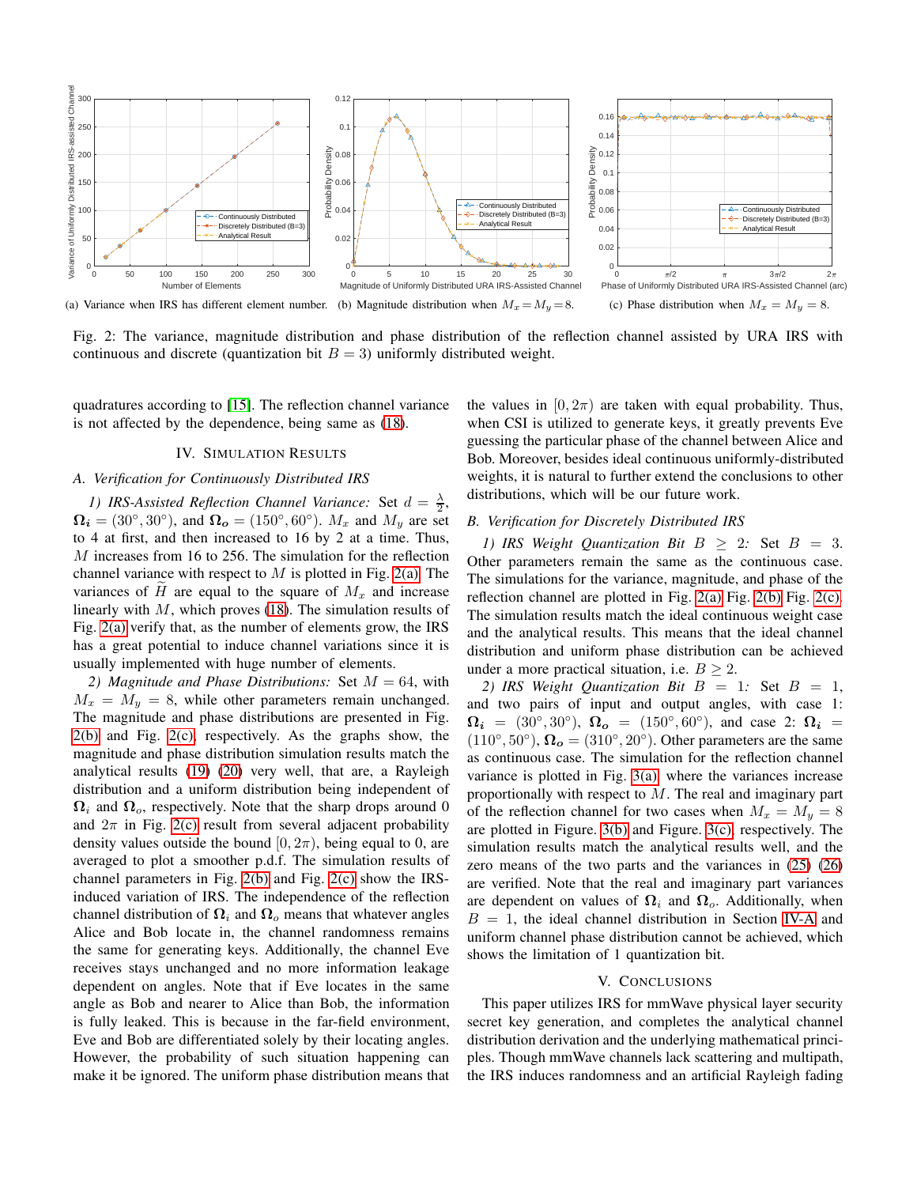(a) Variance when IRS has different element number. (b) Magnitude distribution when $M_x = M_y = 8$. (c) Phase distribution when $M_x = M_y = 8$.

Fig. 2: The variance, magnitude distribution and phase distribution of the reflection channel assisted by URA IRS with continuous and discrete (quantization bit $B = 3$) uniformly distributed weight.

quadratures according to [15]. The reflection channel variance is not affected by the dependence, being same as (18).

## IV. Simulation Results

### A. Verification for Continuously Distributed IRS

*1) IRS-Assisted Reflection Channel Variance:* Set $d = \frac{\lambda}{2}$, $\boldsymbol{\Omega_i} = (30°, 30°)$, and $\boldsymbol{\Omega_o} = (150°, 60°)$. $M_x$ and $M_y$ are set to 4 at first, and then increased to 16 by 2 at a time. Thus, $M$ increases from 16 to 256. The simulation for the reflection channel variance with respect to $M$ is plotted in Fig. 2(a). The variances of $\widetilde{H}$ are equal to the square of $M_x$ and increase linearly with $M$, which proves (18). The simulation results of Fig. 2(a) verify that, as the number of elements grow, the IRS has a great potential to induce channel variations since it is usually implemented with huge number of elements.

*2) Magnitude and Phase Distributions:* Set $M = 64$, with $M_x = M_y = 8$, while other parameters remain unchanged. The magnitude and phase distributions are presented in Fig. 2(b) and Fig. 2(c), respectively. As the graphs show, the magnitude and phase distribution simulation results match the analytical results (19) (20) very well, that are, a Rayleigh distribution and a uniform distribution being independent of $\boldsymbol{\Omega}_i$ and $\boldsymbol{\Omega}_o$, respectively. Note that the sharp drops around 0 and $2\pi$ in Fig. 2(c) result from several adjacent probability density values outside the bound $[0, 2\pi)$, being equal to 0, are averaged to plot a smoother p.d.f. The simulation results of channel parameters in Fig. 2(b) and Fig. 2(c) show the IRS-induced variation of IRS. The independence of the reflection channel distribution of $\boldsymbol{\Omega}_i$ and $\boldsymbol{\Omega}_o$ means that whatever angles Alice and Bob locate in, the channel randomness remains the same for generating keys. Additionally, the channel Eve receives stays unchanged and no more information leakage dependent on angles. Note that if Eve locates in the same angle as Bob and nearer to Alice than Bob, the information is fully leaked. This is because in the far-field environment, Eve and Bob are differentiated solely by their locating angles. However, the probability of such situation happening can make it be ignored. The uniform phase distribution means that the values in $[0, 2\pi)$ are taken with equal probability. Thus, when CSI is utilized to generate keys, it greatly prevents Eve guessing the particular phase of the channel between Alice and Bob. Moreover, besides ideal continuous uniformly-distributed weights, it is natural to further extend the conclusions to other distributions, which will be our future work.

### B. Verification for Discretely Distributed IRS

*1) IRS Weight Quantization Bit $B \geq 2$:* Set $B = 3$. Other parameters remain the same as the continuous case. The simulations for the variance, magnitude, and phase of the reflection channel are plotted in Fig. 2(a) Fig. 2(b) Fig. 2(c). The simulation results match the ideal continuous weight case and the analytical results. This means that the ideal channel distribution and uniform phase distribution can be achieved under a more practical situation, i.e. $B \geq 2$.

*2) IRS Weight Quantization Bit $B = 1$:* Set $B = 1$, and two pairs of input and output angles, with case 1: $\boldsymbol{\Omega_i} = (30°, 30°)$, $\boldsymbol{\Omega_o} = (150°, 60°)$, and case 2: $\boldsymbol{\Omega_i} = (110°, 50°)$, $\boldsymbol{\Omega_o} = (310°, 20°)$. Other parameters are the same as continuous case. The simulation for the reflection channel variance is plotted in Fig. 3(a) where the variances increase proportionally with respect to $M$. The real and imaginary part of the reflection channel for two cases when $M_x = M_y = 8$ are plotted in Figure. 3(b) and Figure. 3(c), respectively. The simulation results match the analytical results well, and the zero means of the two parts and the variances in (25) (26) are verified. Note that the real and imaginary part variances are dependent on values of $\boldsymbol{\Omega}_i$ and $\boldsymbol{\Omega}_o$. Additionally, when $B = 1$, the ideal channel distribution in Section IV-A and uniform channel phase distribution cannot be achieved, which shows the limitation of 1 quantization bit.

## V. Conclusions

This paper utilizes IRS for mmWave physical layer security secret key generation, and completes the analytical channel distribution derivation and the underlying mathematical principles. Though mmWave channels lack scattering and multipath, the IRS induces randomness and an artificial Rayleigh fading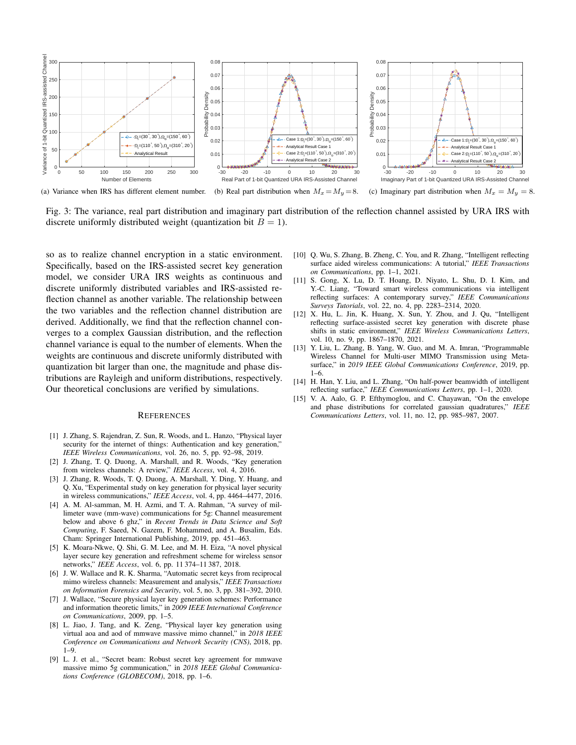Variance of 1-bit Quantized IRS-assisted Channel

300
250
200
150
100
50
0

0 50 100 150 200 250 300

Number of Elements

$\Omega_i=(30^\circ,30^\circ),\Omega_o=(150^\circ,60^\circ)$
$\Omega_i=(110^\circ,50^\circ),\Omega_o=(310^\circ,20^\circ)$
Analytical Result

(a) Variance when IRS has different element number.

Probability Density

0.08
0.07
0.06
0.05
0.04
0.03
0.02
0.01
0

-30 -20 -10 0 10 20 30

Real Part of 1-bit Quantized URA IRS-Assisted Channel

Case 1:$\Omega_i=(30^\circ,30^\circ),\Omega_o=(150^\circ,60^\circ)$
Analytical Result Case 1
Case 2:$\Omega_i=(110^\circ,50^\circ),\Omega_o=(310^\circ,20^\circ)$
Analytical Result Case 2

(b) Real part distribution when $M_x = M_y = 8$.

Probability Density

0.08
0.07
0.06
0.05
0.04
0.03
0.02
0.01
0

-30 -20 -10 0 10 20 30

Imaginary Part of 1-bit Quantized URA IRS-Assisted Channel

Case 1:$\Omega_i=(30^\circ,30^\circ),\Omega_o=(150^\circ,60^\circ)$
Analytical Result Case 1
Case 2:$\Omega_i=(110^\circ,50^\circ),\Omega_o=(310^\circ,20^\circ)$
Analytical Result Case 2

(c) Imaginary part distribution when $M_x = M_y = 8$.

Fig. 3: The variance, real part distribution and imaginary part distribution of the reflection channel assisted by URA IRS with discrete uniformly distributed weight (quantization bit $B = 1$).

so as to realize channel encryption in a static environment. Specifically, based on the IRS-assisted secret key generation model, we consider URA IRS weights as continuous and discrete uniformly distributed variables and IRS-assisted reflection channel as another variable. The relationship between the two variables and the reflection channel distribution are derived. Additionally, we find that the reflection channel converges to a complex Gaussian distribution, and the reflection channel variance is equal to the number of elements. When the weights are continuous and discrete uniformly distributed with quantization bit larger than one, the magnitude and phase distributions are Rayleigh and uniform distributions, respectively. Our theoretical conclusions are verified by simulations.

## References

[1] J. Zhang, S. Rajendran, Z. Sun, R. Woods, and L. Hanzo, "Physical layer security for the internet of things: Authentication and key generation," *IEEE Wireless Communications*, vol. 26, no. 5, pp. 92–98, 2019.

[2] J. Zhang, T. Q. Duong, A. Marshall, and R. Woods, "Key generation from wireless channels: A review," *IEEE Access*, vol. 4, 2016.

[3] J. Zhang, R. Woods, T. Q. Duong, A. Marshall, Y. Ding, Y. Huang, and Q. Xu, "Experimental study on key generation for physical layer security in wireless communications," *IEEE Access*, vol. 4, pp. 4464–4477, 2016.

[4] A. M. Al-samman, M. H. Azmi, and T. A. Rahman, "A survey of millimeter wave (mm-wave) communications for 5g: Channel measurement below and above 6 ghz," in *Recent Trends in Data Science and Soft Computing*, F. Saeed, N. Gazem, F. Mohammed, and A. Busalim, Eds. Cham: Springer International Publishing, 2019, pp. 451–463.

[5] K. Moara-Nkwe, Q. Shi, G. M. Lee, and M. H. Eiza, "A novel physical layer secure key generation and refreshment scheme for wireless sensor networks," *IEEE Access*, vol. 6, pp. 11 374–11 387, 2018.

[6] J. W. Wallace and R. K. Sharma, "Automatic secret keys from reciprocal mimo wireless channels: Measurement and analysis," *IEEE Transactions on Information Forensics and Security*, vol. 5, no. 3, pp. 381–392, 2010.

[7] J. Wallace, "Secure physical layer key generation schemes: Performance and information theoretic limits," in *2009 IEEE International Conference on Communications*, 2009, pp. 1–5.

[8] L. Jiao, J. Tang, and K. Zeng, "Physical layer key generation using virtual aoa and aod of mmwave massive mimo channel," in *2018 IEEE Conference on Communications and Network Security (CNS)*, 2018, pp. 1–9.

[9] L. J. et al., "Secret beam: Robust secret key agreement for mmwave massive mimo 5g communication," in *2018 IEEE Global Communications Conference (GLOBECOM)*, 2018, pp. 1–6.

[10] Q. Wu, S. Zhang, B. Zheng, C. You, and R. Zhang, "Intelligent reflecting surface aided wireless communications: A tutorial," *IEEE Transactions on Communications*, pp. 1–1, 2021.

[11] S. Gong, X. Lu, D. T. Hoang, D. Niyato, L. Shu, D. I. Kim, and Y.-C. Liang, "Toward smart wireless communications via intelligent reflecting surfaces: A contemporary survey," *IEEE Communications Surveys Tutorials*, vol. 22, no. 4, pp. 2283–2314, 2020.

[12] X. Hu, L. Jin, K. Huang, X. Sun, Y. Zhou, and J. Qu, "Intelligent reflecting surface-assisted secret key generation with discrete phase shifts in static environment," *IEEE Wireless Communications Letters*, vol. 10, no. 9, pp. 1867–1870, 2021.

[13] Y. Liu, L. Zhang, B. Yang, W. Guo, and M. A. Imran, "Programmable Wireless Channel for Multi-user MIMO Transmission using Metasurface," in *2019 IEEE Global Communications Conference*, 2019, pp. 1–6.

[14] H. Han, Y. Liu, and L. Zhang, "On half-power beamwidth of intelligent reflecting surface," *IEEE Communications Letters*, pp. 1–1, 2020.

[15] V. A. Aalo, G. P. Efthymoglou, and C. Chayawan, "On the envelope and phase distributions for correlated gaussian quadratures," *IEEE Communications Letters*, vol. 11, no. 12, pp. 985–987, 2007.